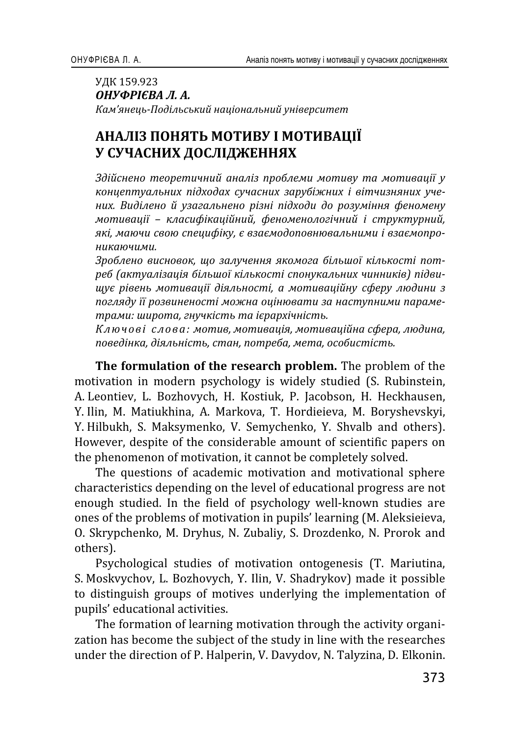УДК 159.923

***ОНУФРІЄВА Л. А.***

*Кам'янець-Подільський національний університет*

# АНАЛІЗ ПОНЯТЬ МОТИВУ І МОТИВАЦІЇ У СУЧАСНИХ ДОСЛІДЖЕННЯХ

*Здійснено теоретичний аналіз проблеми мотиву та мотивації у концептуальних підходах сучасних зарубіжних і вітчизняних учених. Виділено й узагальнено різні підходи до розуміння феномену мотивації – класифікаційний, феноменологічний і структурний, які, маючи свою специфіку, є взаємодоповнювальними і взаємопроникаючими.*

*Зроблено висновок, що залучення якомога більшої кількості потреб (актуалізація більшої кількості спонукальних чинників) підвищує рівень мотивації діяльності, а мотиваційну сферу людини з погляду її розвиненості можна оцінювати за наступними параметрами: широта, гнучкість та ієрархічність.*

*Ключові слова: мотив, мотивація, мотиваційна сфера, людина, поведінка, діяльність, стан, потреба, мета, особистість.*

**The formulation of the research problem.** The problem of the motivation in modern psychology is widely studied (S. Rubinstein, A. Leontiev, L. Bozhovych, H. Kostiuk, P. Jacobson, H. Heckhausen, Y. Ilin, M. Matiukhina, A. Markova, T. Hordieieva, M. Boryshevskyi, Y. Hilbukh, S. Maksymenko, V. Semychenko, Y. Shvalb and others). However, despite of the considerable amount of scientific papers on the phenomenon of motivation, it cannot be completely solved.

The questions of academic motivation and motivational sphere characteristics depending on the level of educational progress are not enough studied. In the field of psychology well-known studies are ones of the problems of motivation in pupils' learning (M. Aleksieieva, O. Skrypchenko, M. Dryhus, N. Zubaliy, S. Drozdenko, N. Prorok and others).

Psychological studies of motivation ontogenesis (T. Mariutina, S. Moskvychov, L. Bozhovych, Y. Ilin, V. Shadrykov) made it possible to distinguish groups of motives underlying the implementation of pupils' educational activities.

The formation of learning motivation through the activity organization has become the subject of the study in line with the researches under the direction of P. Halperin, V. Davydov, N. Talyzina, D. Elkonin.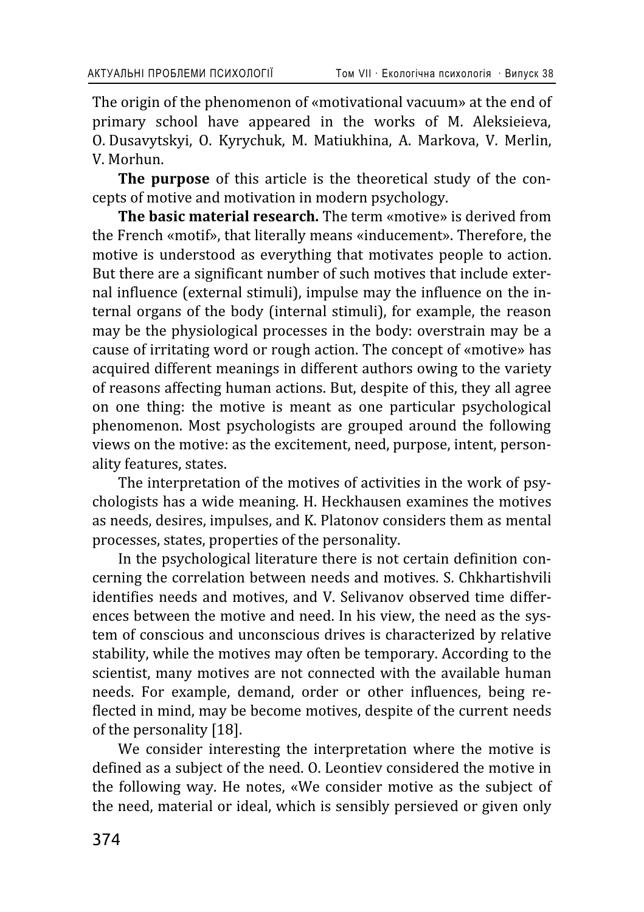The origin of the phenomenon of «motivational vacuum» at the end of primary school have appeared in the works of M. Aleksieieva, O. Dusavytskyi, O. Kyrychuk, M. Matiukhina, A. Markova, V. Merlin, V. Morhun.

**The purpose** of this article is the theoretical study of the concepts of motive and motivation in modern psychology.

**The basic material research.** The term «motive» is derived from the French «motif», that literally means «inducement». Therefore, the motive is understood as everything that motivates people to action. But there are a significant number of such motives that include external influence (external stimuli), impulse may the influence on the internal organs of the body (internal stimuli), for example, the reason may be the physiological processes in the body: overstrain may be a cause of irritating word or rough action. The concept of «motive» has acquired different meanings in different authors owing to the variety of reasons affecting human actions. But, despite of this, they all agree on one thing: the motive is meant as one particular psychological phenomenon. Most psychologists are grouped around the following views on the motive: as the excitement, need, purpose, intent, personality features, states.

The interpretation of the motives of activities in the work of psychologists has a wide meaning. H. Heckhausen examines the motives as needs, desires, impulses, and K. Platonov considers them as mental processes, states, properties of the personality.

In the psychological literature there is not certain definition concerning the correlation between needs and motives. S. Chkhartishvili identifies needs and motives, and V. Selivanov observed time differences between the motive and need. In his view, the need as the system of conscious and unconscious drives is characterized by relative stability, while the motives may often be temporary. According to the scientist, many motives are not connected with the available human needs. For example, demand, order or other influences, being reflected in mind, may be become motives, despite of the current needs of the personality [18].

We consider interesting the interpretation where the motive is defined as a subject of the need. O. Leontiev considered the motive in the following way. He notes, «We consider motive as the subject of the need, material or ideal, which is sensibly persieved or given only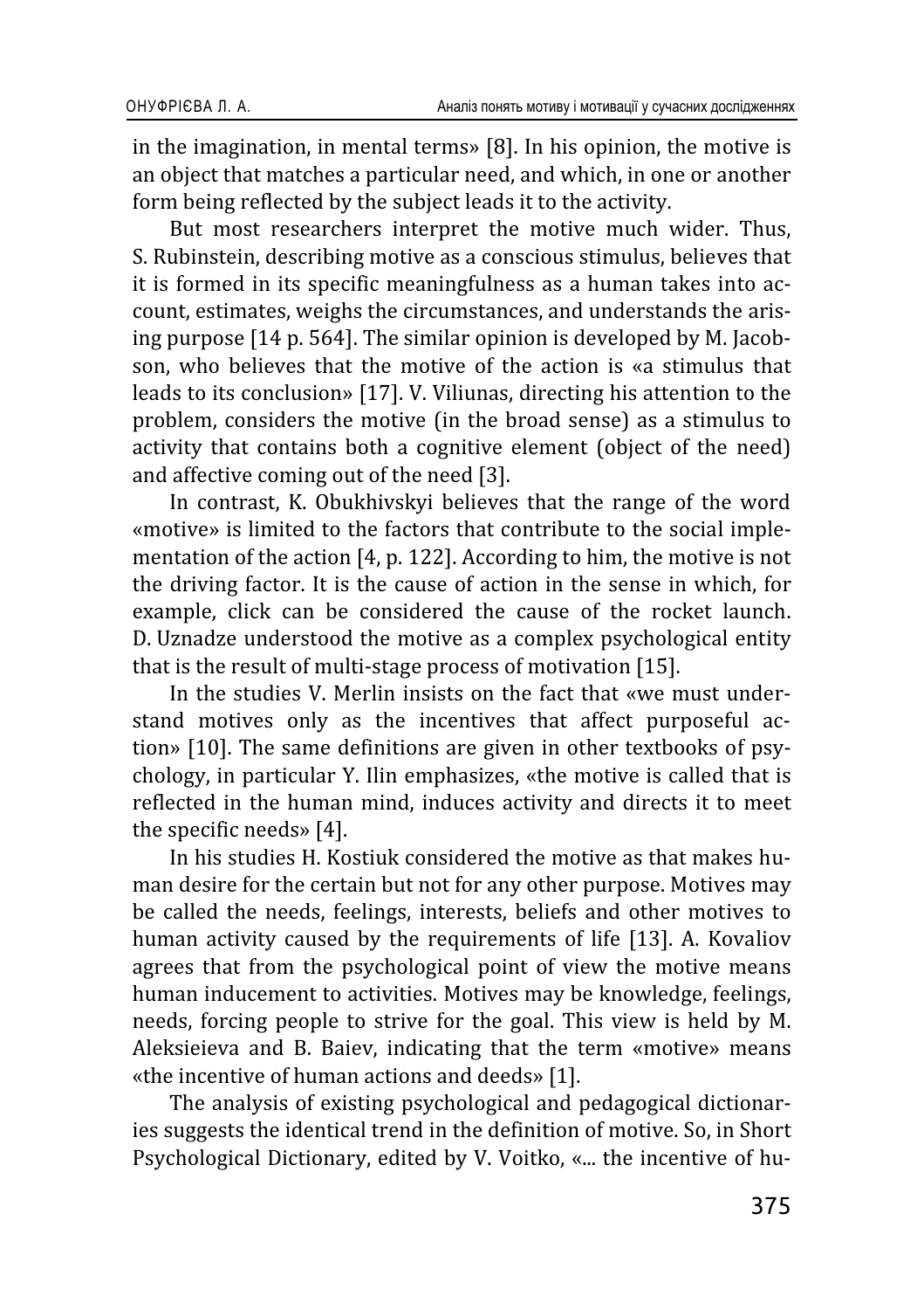in the imagination, in mental terms» [8]. In his opinion, the motive is an object that matches a particular need, and which, in one or another form being reflected by the subject leads it to the activity.

But most researchers interpret the motive much wider. Thus, S. Rubinstein, describing motive as a conscious stimulus, believes that it is formed in its specific meaningfulness as a human takes into account, estimates, weighs the circumstances, and understands the arising purpose [14 p. 564]. The similar opinion is developed by M. Jacobson, who believes that the motive of the action is «a stimulus that leads to its conclusion» [17]. V. Viliunas, directing his attention to the problem, considers the motive (in the broad sense) as a stimulus to activity that contains both a cognitive element (object of the need) and affective coming out of the need [3].

In contrast, K. Obukhivskyi believes that the range of the word «motive» is limited to the factors that contribute to the social implementation of the action [4, p. 122]. According to him, the motive is not the driving factor. It is the cause of action in the sense in which, for example, click can be considered the cause of the rocket launch. D. Uznadze understood the motive as a complex psychological entity that is the result of multi-stage process of motivation [15].

In the studies V. Merlin insists on the fact that «we must understand motives only as the incentives that affect purposeful action» [10]. The same definitions are given in other textbooks of psychology, in particular Y. Ilin emphasizes, «the motive is called that is reflected in the human mind, induces activity and directs it to meet the specific needs» [4].

In his studies H. Kostiuk considered the motive as that makes human desire for the certain but not for any other purpose. Motives may be called the needs, feelings, interests, beliefs and other motives to human activity caused by the requirements of life [13]. A. Kovaliov agrees that from the psychological point of view the motive means human inducement to activities. Motives may be knowledge, feelings, needs, forcing people to strive for the goal. This view is held by M. Aleksieieva and B. Baiev, indicating that the term «motive» means «the incentive of human actions and deeds» [1].

The analysis of existing psychological and pedagogical dictionaries suggests the identical trend in the definition of motive. So, in Short Psychological Dictionary, edited by V. Voitko, «... the incentive of hu-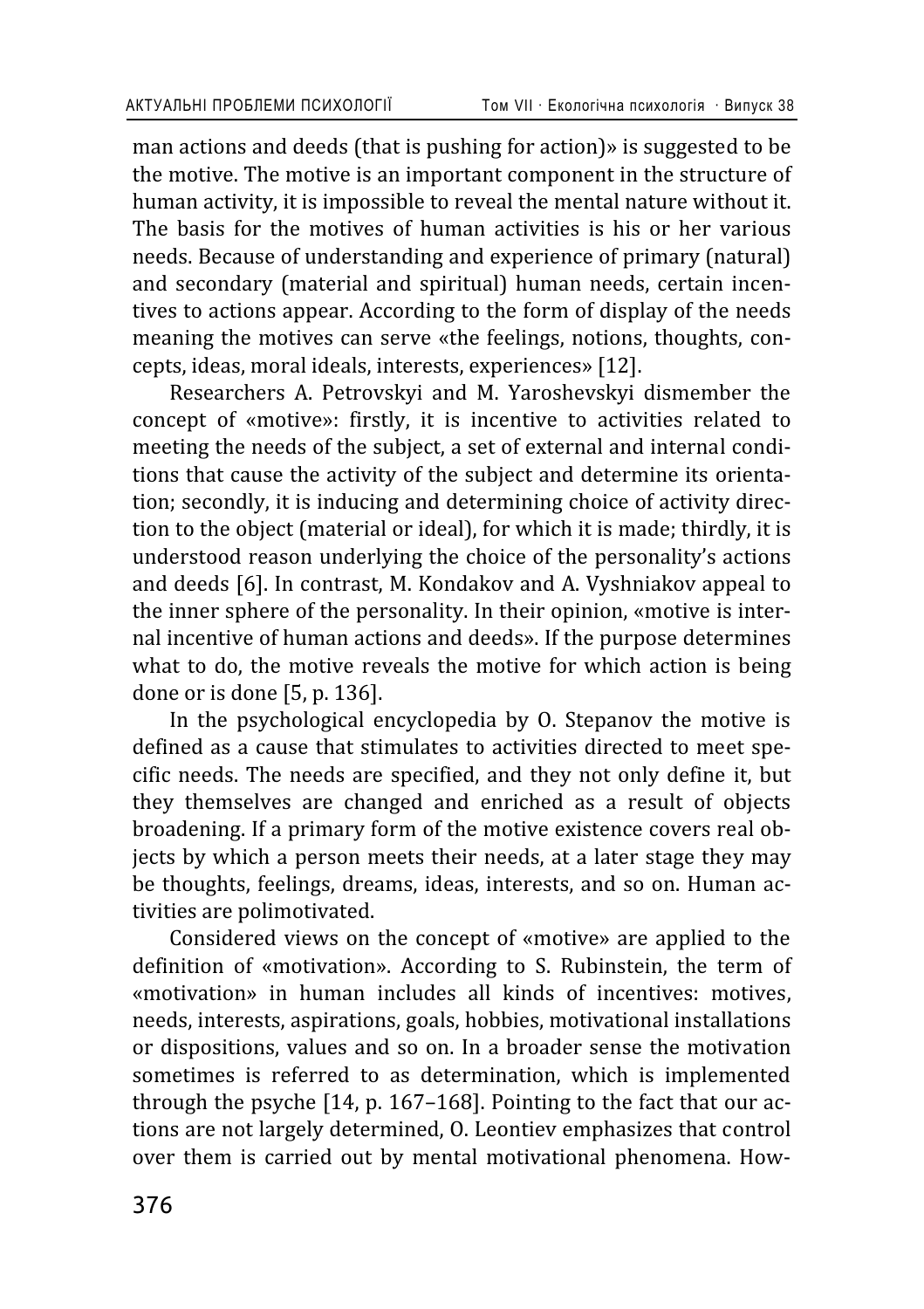man actions and deeds (that is pushing for action)» is suggested to be the motive. The motive is an important component in the structure of human activity, it is impossible to reveal the mental nature without it. The basis for the motives of human activities is his or her various needs. Because of understanding and experience of primary (natural) and secondary (material and spiritual) human needs, certain incentives to actions appear. According to the form of display of the needs meaning the motives can serve «the feelings, notions, thoughts, concepts, ideas, moral ideals, interests, experiences» [12].

Researchers A. Petrovskyi and M. Yaroshevskyi dismember the concept of «motive»: firstly, it is incentive to activities related to meeting the needs of the subject, a set of external and internal conditions that cause the activity of the subject and determine its orientation; secondly, it is inducing and determining choice of activity direction to the object (material or ideal), for which it is made; thirdly, it is understood reason underlying the choice of the personality's actions and deeds [6]. In contrast, M. Kondakov and A. Vyshniakov appeal to the inner sphere of the personality. In their opinion, «motive is internal incentive of human actions and deeds». If the purpose determines what to do, the motive reveals the motive for which action is being done or is done [5, p. 136].

In the psychological encyclopedia by O. Stepanov the motive is defined as a cause that stimulates to activities directed to meet specific needs. The needs are specified, and they not only define it, but they themselves are changed and enriched as a result of objects broadening. If a primary form of the motive existence covers real objects by which a person meets their needs, at a later stage they may be thoughts, feelings, dreams, ideas, interests, and so on. Human activities are polimotivated.

Considered views on the concept of «motive» are applied to the definition of «motivation». According to S. Rubinstein, the term of «motivation» in human includes all kinds of incentives: motives, needs, interests, aspirations, goals, hobbies, motivational installations or dispositions, values and so on. In a broader sense the motivation sometimes is referred to as determination, which is implemented through the psyche [14, p. 167–168]. Pointing to the fact that our actions are not largely determined, O. Leontiev emphasizes that control over them is carried out by mental motivational phenomena. How-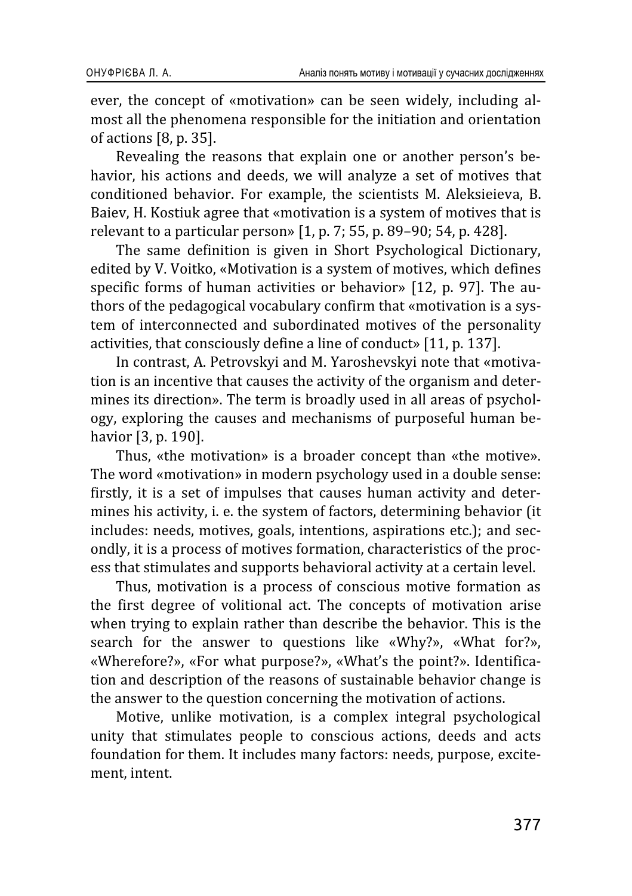ever, the concept of «motivation» can be seen widely, including almost all the phenomena responsible for the initiation and orientation of actions [8, p. 35].

Revealing the reasons that explain one or another person's behavior, his actions and deeds, we will analyze a set of motives that conditioned behavior. For example, the scientists M. Aleksieieva, B. Baiev, H. Kostiuk agree that «motivation is a system of motives that is relevant to a particular person» [1, p. 7; 55, p. 89–90; 54, p. 428].

The same definition is given in Short Psychological Dictionary, edited by V. Voitko, «Motivation is a system of motives, which defines specific forms of human activities or behavior» [12, p. 97]. The authors of the pedagogical vocabulary confirm that «motivation is a system of interconnected and subordinated motives of the personality activities, that consciously define a line of conduct» [11, p. 137].

In contrast, A. Petrovskyi and M. Yaroshevskyi note that «motivation is an incentive that causes the activity of the organism and determines its direction». The term is broadly used in all areas of psychology, exploring the causes and mechanisms of purposeful human behavior [3, p. 190].

Thus, «the motivation» is a broader concept than «the motive». The word «motivation» in modern psychology used in a double sense: firstly, it is a set of impulses that causes human activity and determines his activity, i. e. the system of factors, determining behavior (it includes: needs, motives, goals, intentions, aspirations etc.); and secondly, it is a process of motives formation, characteristics of the process that stimulates and supports behavioral activity at a certain level.

Thus, motivation is a process of conscious motive formation as the first degree of volitional act. The concepts of motivation arise when trying to explain rather than describe the behavior. This is the search for the answer to questions like «Why?», «What for?», «Wherefore?», «For what purpose?», «What's the point?». Identification and description of the reasons of sustainable behavior change is the answer to the question concerning the motivation of actions.

Motive, unlike motivation, is a complex integral psychological unity that stimulates people to conscious actions, deeds and acts foundation for them. It includes many factors: needs, purpose, excitement, intent.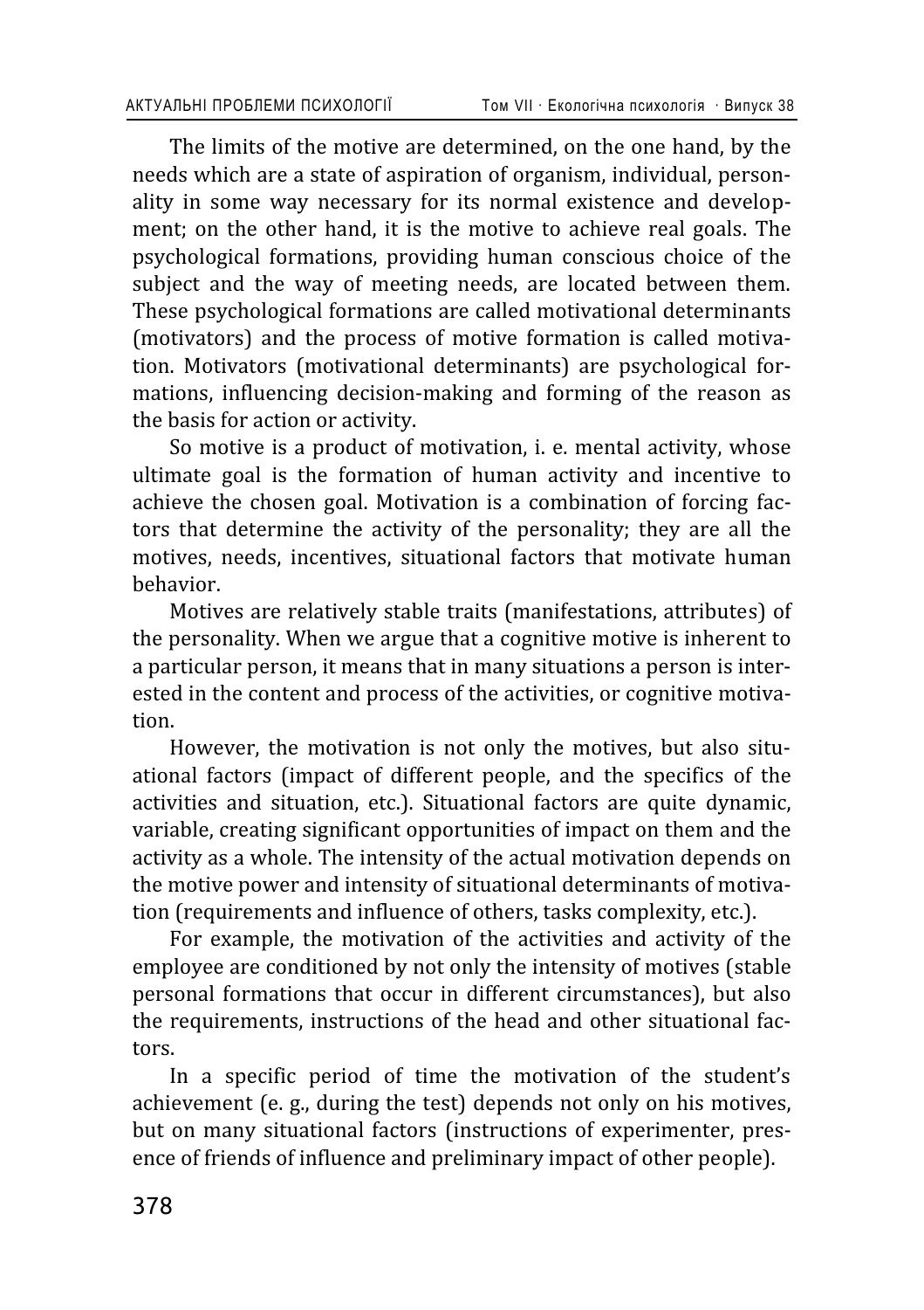The limits of the motive are determined, on the one hand, by the needs which are a state of aspiration of organism, individual, personality in some way necessary for its normal existence and development; on the other hand, it is the motive to achieve real goals. The psychological formations, providing human conscious choice of the subject and the way of meeting needs, are located between them. These psychological formations are called motivational determinants (motivators) and the process of motive formation is called motivation. Motivators (motivational determinants) are psychological formations, influencing decision-making and forming of the reason as the basis for action or activity.

So motive is a product of motivation, i. e. mental activity, whose ultimate goal is the formation of human activity and incentive to achieve the chosen goal. Motivation is a combination of forcing factors that determine the activity of the personality; they are all the motives, needs, incentives, situational factors that motivate human behavior.

Motives are relatively stable traits (manifestations, attributes) of the personality. When we argue that a cognitive motive is inherent to a particular person, it means that in many situations a person is interested in the content and process of the activities, or cognitive motivation.

However, the motivation is not only the motives, but also situational factors (impact of different people, and the specifics of the activities and situation, etc.). Situational factors are quite dynamic, variable, creating significant opportunities of impact on them and the activity as a whole. The intensity of the actual motivation depends on the motive power and intensity of situational determinants of motivation (requirements and influence of others, tasks complexity, etc.).

For example, the motivation of the activities and activity of the employee are conditioned by not only the intensity of motives (stable personal formations that occur in different circumstances), but also the requirements, instructions of the head and other situational factors.

In a specific period of time the motivation of the student's achievement (e. g., during the test) depends not only on his motives, but on many situational factors (instructions of experimenter, presence of friends of influence and preliminary impact of other people).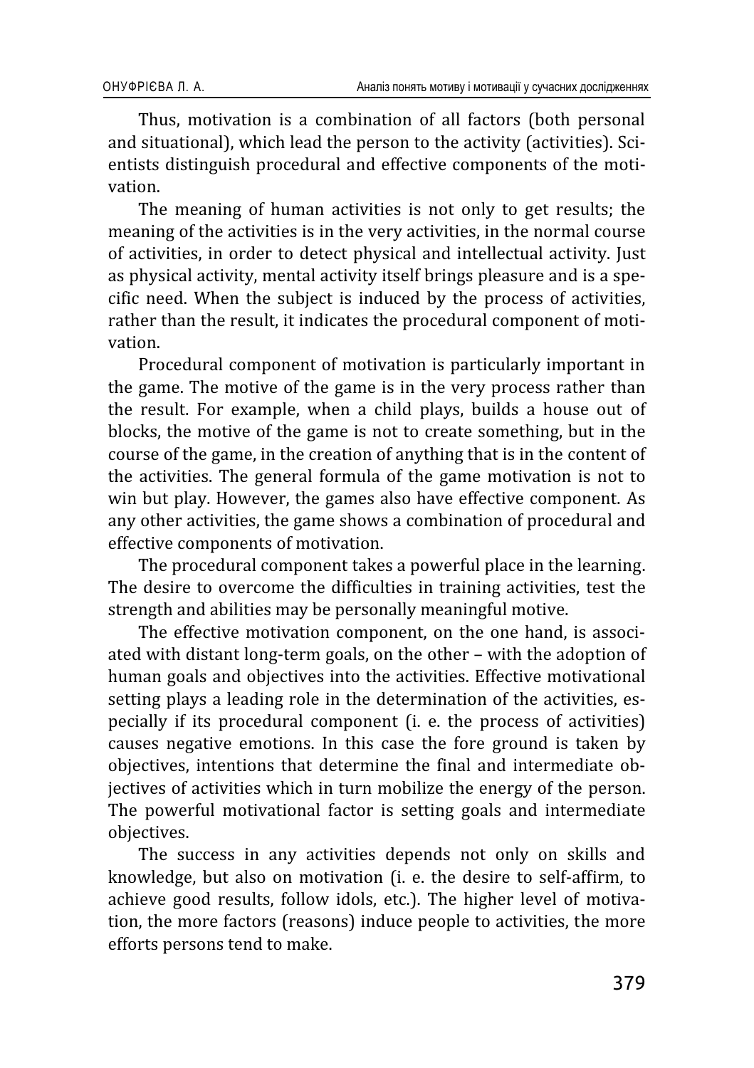Thus, motivation is a combination of all factors (both personal and situational), which lead the person to the activity (activities). Scientists distinguish procedural and effective components of the motivation.

The meaning of human activities is not only to get results; the meaning of the activities is in the very activities, in the normal course of activities, in order to detect physical and intellectual activity. Just as physical activity, mental activity itself brings pleasure and is a specific need. When the subject is induced by the process of activities, rather than the result, it indicates the procedural component of motivation.

Procedural component of motivation is particularly important in the game. The motive of the game is in the very process rather than the result. For example, when a child plays, builds a house out of blocks, the motive of the game is not to create something, but in the course of the game, in the creation of anything that is in the content of the activities. The general formula of the game motivation is not to win but play. However, the games also have effective component. As any other activities, the game shows a combination of procedural and effective components of motivation.

The procedural component takes a powerful place in the learning. The desire to overcome the difficulties in training activities, test the strength and abilities may be personally meaningful motive.

The effective motivation component, on the one hand, is associated with distant long-term goals, on the other – with the adoption of human goals and objectives into the activities. Effective motivational setting plays a leading role in the determination of the activities, especially if its procedural component (i. e. the process of activities) causes negative emotions. In this case the fore ground is taken by objectives, intentions that determine the final and intermediate objectives of activities which in turn mobilize the energy of the person. The powerful motivational factor is setting goals and intermediate objectives.

The success in any activities depends not only on skills and knowledge, but also on motivation (i. e. the desire to self-affirm, to achieve good results, follow idols, etc.). The higher level of motivation, the more factors (reasons) induce people to activities, the more efforts persons tend to make.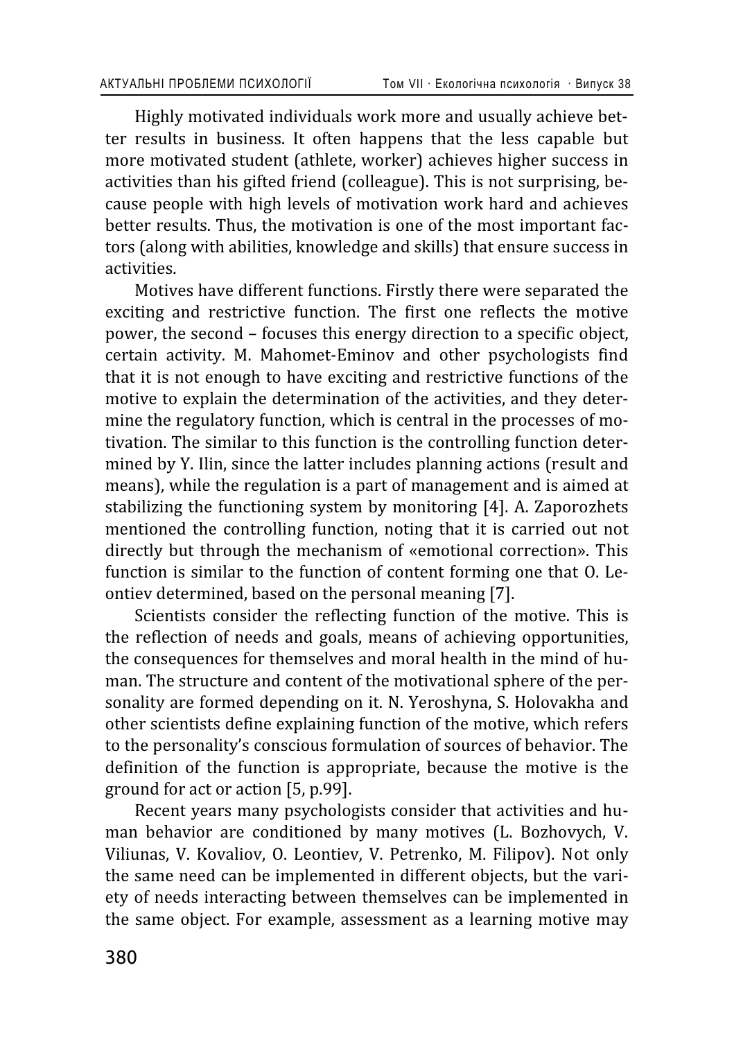Highly motivated individuals work more and usually achieve better results in business. It often happens that the less capable but more motivated student (athlete, worker) achieves higher success in activities than his gifted friend (colleague). This is not surprising, because people with high levels of motivation work hard and achieves better results. Thus, the motivation is one of the most important factors (along with abilities, knowledge and skills) that ensure success in activities.

Motives have different functions. Firstly there were separated the exciting and restrictive function. The first one reflects the motive power, the second – focuses this energy direction to a specific object, certain activity. M. Mahomet-Eminov and other psychologists find that it is not enough to have exciting and restrictive functions of the motive to explain the determination of the activities, and they determine the regulatory function, which is central in the processes of motivation. The similar to this function is the controlling function determined by Y. Ilin, since the latter includes planning actions (result and means), while the regulation is a part of management and is aimed at stabilizing the functioning system by monitoring [4]. A. Zaporozhets mentioned the controlling function, noting that it is carried out not directly but through the mechanism of «emotional correction». This function is similar to the function of content forming one that O. Leontiev determined, based on the personal meaning [7].

Scientists consider the reflecting function of the motive. This is the reflection of needs and goals, means of achieving opportunities, the consequences for themselves and moral health in the mind of human. The structure and content of the motivational sphere of the personality are formed depending on it. N. Yeroshyna, S. Holovakha and other scientists define explaining function of the motive, which refers to the personality's conscious formulation of sources of behavior. The definition of the function is appropriate, because the motive is the ground for act or action [5, p.99].

Recent years many psychologists consider that activities and human behavior are conditioned by many motives (L. Bozhovych, V. Viliunas, V. Kovaliov, O. Leontiev, V. Petrenko, M. Filipov). Not only the same need can be implemented in different objects, but the variety of needs interacting between themselves can be implemented in the same object. For example, assessment as a learning motive may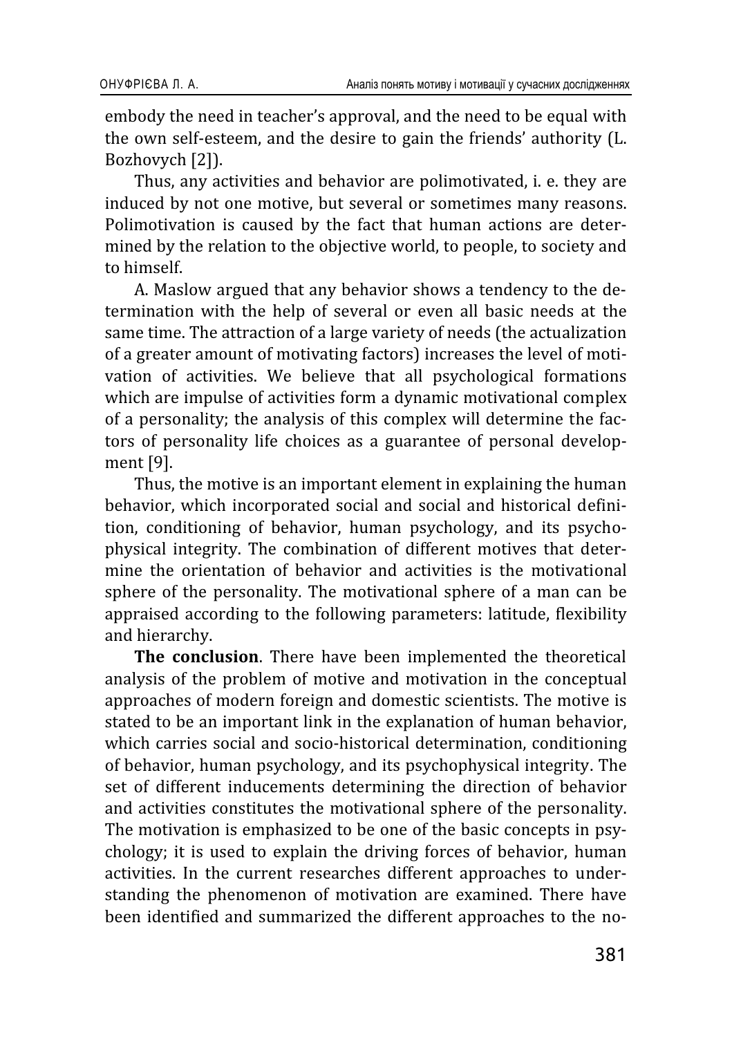embody the need in teacher's approval, and the need to be equal with the own self-esteem, and the desire to gain the friends' authority (L. Bozhovych [2]).

Thus, any activities and behavior are polimotivated, i. e. they are induced by not one motive, but several or sometimes many reasons. Polimotivation is caused by the fact that human actions are determined by the relation to the objective world, to people, to society and to himself.

A. Maslow argued that any behavior shows a tendency to the determination with the help of several or even all basic needs at the same time. The attraction of a large variety of needs (the actualization of a greater amount of motivating factors) increases the level of motivation of activities. We believe that all psychological formations which are impulse of activities form a dynamic motivational complex of a personality; the analysis of this complex will determine the factors of personality life choices as a guarantee of personal development [9].

Thus, the motive is an important element in explaining the human behavior, which incorporated social and social and historical definition, conditioning of behavior, human psychology, and its psychophysical integrity. The combination of different motives that determine the orientation of behavior and activities is the motivational sphere of the personality. The motivational sphere of a man can be appraised according to the following parameters: latitude, flexibility and hierarchy.

**The conclusion**. There have been implemented the theoretical analysis of the problem of motive and motivation in the conceptual approaches of modern foreign and domestic scientists. The motive is stated to be an important link in the explanation of human behavior, which carries social and socio-historical determination, conditioning of behavior, human psychology, and its psychophysical integrity. The set of different inducements determining the direction of behavior and activities constitutes the motivational sphere of the personality. The motivation is emphasized to be one of the basic concepts in psychology; it is used to explain the driving forces of behavior, human activities. In the current researches different approaches to understanding the phenomenon of motivation are examined. There have been identified and summarized the different approaches to the no-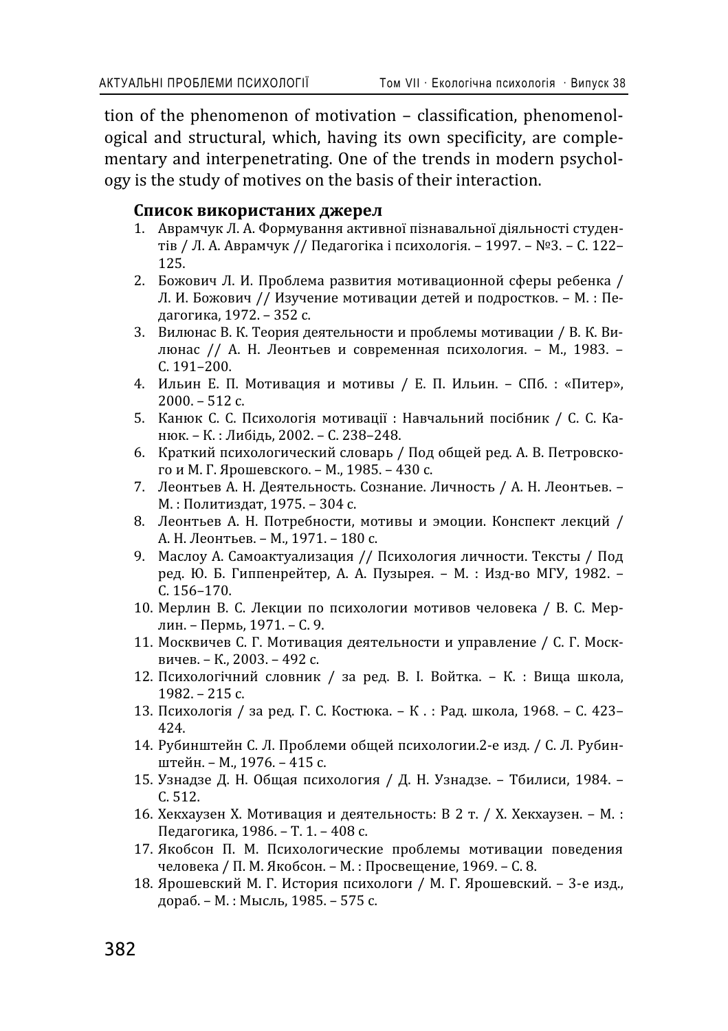tion of the phenomenon of motivation – classification, phenomenological and structural, which, having its own specificity, are complementary and interpenetrating. One of the trends in modern psychology is the study of motives on the basis of their interaction.

### Список використаних джерел

1. Аврамчук Л. А. Формування активної пізнавальної діяльності студентів / Л. А. Аврамчук // Педагогіка і психологія. – 1997. – №3. – С. 122–125.
2. Божович Л. И. Проблема развития мотивационной сферы ребенка / Л. И. Божович // Изучение мотивации детей и подростков. – М. : Педагогика, 1972. – 352 с.
3. Вилюнас В. К. Теория деятельности и проблемы мотивации / В. К. Вилюнас // А. Н. Леонтьев и современная психология. – М., 1983. – С. 191–200.
4. Ильин Е. П. Мотивация и мотивы / Е. П. Ильин. – СПб. : «Питер», 2000. – 512 с.
5. Канюк С. С. Психологія мотивації : Навчальний посібник / С. С. Канюк. – К. : Либідь, 2002. – С. 238–248.
6. Краткий психологический словарь / Под общей ред. А. В. Петровского и М. Г. Ярошевского. – М., 1985. – 430 с.
7. Леонтьев А. Н. Деятельность. Сознание. Личность / А. Н. Леонтьев. – М. : Политиздат, 1975. – 304 с.
8. Леонтьев А. Н. Потребности, мотивы и эмоции. Конспект лекций / А. Н. Леонтьев. – М., 1971. – 180 с.
9. Маслоу А. Самоактуализация // Психология личности. Тексты / Под ред. Ю. Б. Гиппенрейтер, А. А. Пузырея. – М. : Изд-во МГУ, 1982. – С. 156–170.
10. Мерлин В. С. Лекции по психологии мотивов человека / В. С. Мерлин. – Пермь, 1971. – С. 9.
11. Москвичев С. Г. Мотивация деятельности и управление / С. Г. Москвичев. – К., 2003. – 492 с.
12. Психологічний словник / за ред. В. І. Войтка. – К. : Вища школа, 1982. – 215 с.
13. Психологія / за ред. Г. С. Костюка. – К . : Рад. школа, 1968. – С. 423–424.
14. Рубинштейн С. Л. Проблеми общей психологии.2-е изд. / С. Л. Рубинштейн. – М., 1976. – 415 с.
15. Узнадзе Д. Н. Общая психология / Д. Н. Узнадзе. – Тбилиси, 1984. – С. 512.
16. Хекхаузен Х. Мотивация и деятельность: В 2 т. / Х. Хекхаузен. – М. : Педагогика, 1986. – Т. 1. – 408 с.
17. Якобсон П. М. Психологические проблемы мотивации поведения человека / П. М. Якобсон. – М. : Просвещение, 1969. – С. 8.
18. Ярошевский М. Г. История психологи / М. Г. Ярошевский. – 3-е изд., дораб. – М. : Мысль, 1985. – 575 с.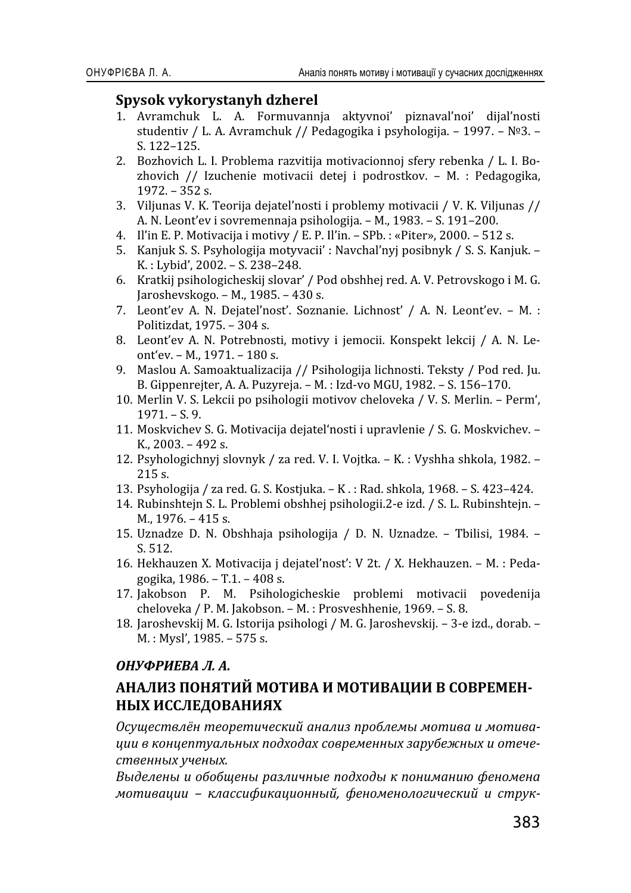## Spysok vykorystanyh dzherel

1. Avramchuk L. A. Formuvannja aktyvnoi' piznaval'noi' dijal'nosti studentiv / L. A. Avramchuk // Pedagogika i psyhologija. – 1997. – №3. – S. 122–125.
2. Bozhovich L. I. Problema razvitija motivacionnoj sfery rebenka / L. I. Bozhovich // Izuchenie motivacii detej i podrostkov. – M. : Pedagogika, 1972. – 352 s.
3. Viljunas V. K. Teorija dejatel'nosti i problemy motivacii / V. K. Viljunas // A. N. Leont'ev i sovremennaja psihologija. – M., 1983. – S. 191–200.
4. Il'in E. P. Motivacija i motivy / E. P. Il'in. – SPb. : «Piter», 2000. – 512 s.
5. Kanjuk S. S. Psyhologija motyvacii' : Navchal'nyj posibnyk / S. S. Kanjuk. – K. : Lybid', 2002. – S. 238–248.
6. Kratkij psihologicheskij slovar' / Pod obshhej red. A. V. Petrovskogo i M. G. Jaroshevskogo. – M., 1985. – 430 s.
7. Leont'ev A. N. Dejatel'nost'. Soznanie. Lichnost' / A. N. Leont'ev. – M. : Politizdat, 1975. – 304 s.
8. Leont'ev A. N. Potrebnosti, motivy i jemocii. Konspekt lekcij / A. N. Leont'ev. – M., 1971. – 180 s.
9. Maslou A. Samoaktualizacija // Psihologija lichnosti. Teksty / Pod red. Ju. B. Gippenrejter, A. A. Puzyreja. – M. : Izd-vo MGU, 1982. – S. 156–170.
10. Merlin V. S. Lekcii po psihologii motivov cheloveka / V. S. Merlin. – Perm', 1971. – S. 9.
11. Moskvichev S. G. Motivacija dejatel'nosti i upravlenie / S. G. Moskvichev. – K., 2003. – 492 s.
12. Psyhologichnyj slovnyk / za red. V. I. Vojtka. – K. : Vyshha shkola, 1982. – 215 s.
13. Psyhologija / za red. G. S. Kostjuka. – K . : Rad. shkola, 1968. – S. 423–424.
14. Rubinshtejn S. L. Problemi obshhej psihologii.2-e izd. / S. L. Rubinshtejn. – M., 1976. – 415 s.
15. Uznadze D. N. Obshhaja psihologija / D. N. Uznadze. – Tbilisi, 1984. – S. 512.
16. Hekhauzen X. Motivacija j dejatel'nost': V 2t. / X. Hekhauzen. – M. : Pedagogika, 1986. – T.1. – 408 s.
17. Jakobson P. M. Psihologicheskie problemi motivacii povedenija cheloveka / P. M. Jakobson. – M. : Prosveshhenie, 1969. – S. 8.
18. Jaroshevskij M. G. Istorija psihologi / M. G. Jaroshevskij. – 3-e izd., dorab. – M. : Mysl', 1985. – 575 s.

***ОНУФРИЕВА Л. А.***

## АНАЛИЗ ПОНЯТИЙ МОТИВА И МОТИВАЦИИ В СОВРЕМЕННЫХ ИССЛЕДОВАНИЯХ

*Осуществлён теоретический анализ проблемы мотива и мотивации в концептуальных подходах современных зарубежных и отечественных ученых.*

*Выделены и обобщены различные подходы к пониманию феномена мотивации – классификационный, феноменологический и струк-*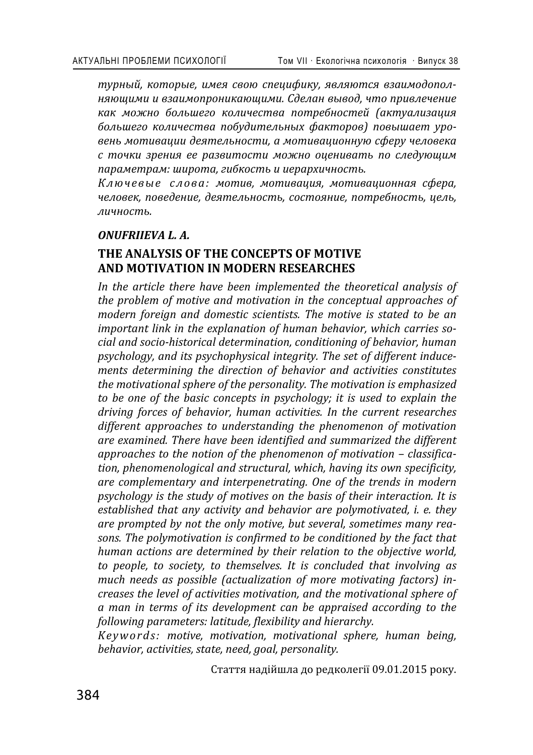*турный, которые, имея свою специфику, являются взаимодополняющими и взаимопроникающими. Сделан вывод, что привлечение как можно большего количества потребностей (актуализация большего количества побудительных факторов) повышает уровень мотивации деятельности, а мотивационную сферу человека с точки зрения ее развитости можно оценивать по следующим параметрам: широта, гибкость и иерархичность.*

*Ключевые слова: мотив, мотивация, мотивационная сфера, человек, поведение, деятельность, состояние, потребность, цель, личность.*

***ONUFRIIEVA L. A.***

**THE ANALYSIS OF THE CONCEPTS OF MOTIVE AND MOTIVATION IN MODERN RESEARCHES**

*In the article there have been implemented the theoretical analysis of the problem of motive and motivation in the conceptual approaches of modern foreign and domestic scientists. The motive is stated to be an important link in the explanation of human behavior, which carries social and socio-historical determination, conditioning of behavior, human psychology, and its psychophysical integrity. The set of different inducements determining the direction of behavior and activities constitutes the motivational sphere of the personality. The motivation is emphasized to be one of the basic concepts in psychology; it is used to explain the driving forces of behavior, human activities. In the current researches different approaches to understanding the phenomenon of motivation are examined. There have been identified and summarized the different approaches to the notion of the phenomenon of motivation – classification, phenomenological and structural, which, having its own specificity, are complementary and interpenetrating. One of the trends in modern psychology is the study of motives on the basis of their interaction. It is established that any activity and behavior are polymotivated, i. e. they are prompted by not the only motive, but several, sometimes many reasons. The polymotivation is confirmed to be conditioned by the fact that human actions are determined by their relation to the objective world, to people, to society, to themselves. It is concluded that involving as much needs as possible (actualization of more motivating factors) increases the level of activities motivation, and the motivational sphere of a man in terms of its development can be appraised according to the following parameters: latitude, flexibility and hierarchy.*

*Keywords: motive, motivation, motivational sphere, human being, behavior, activities, state, need, goal, personality.*

Стаття надійшла до редколегії 09.01.2015 року.